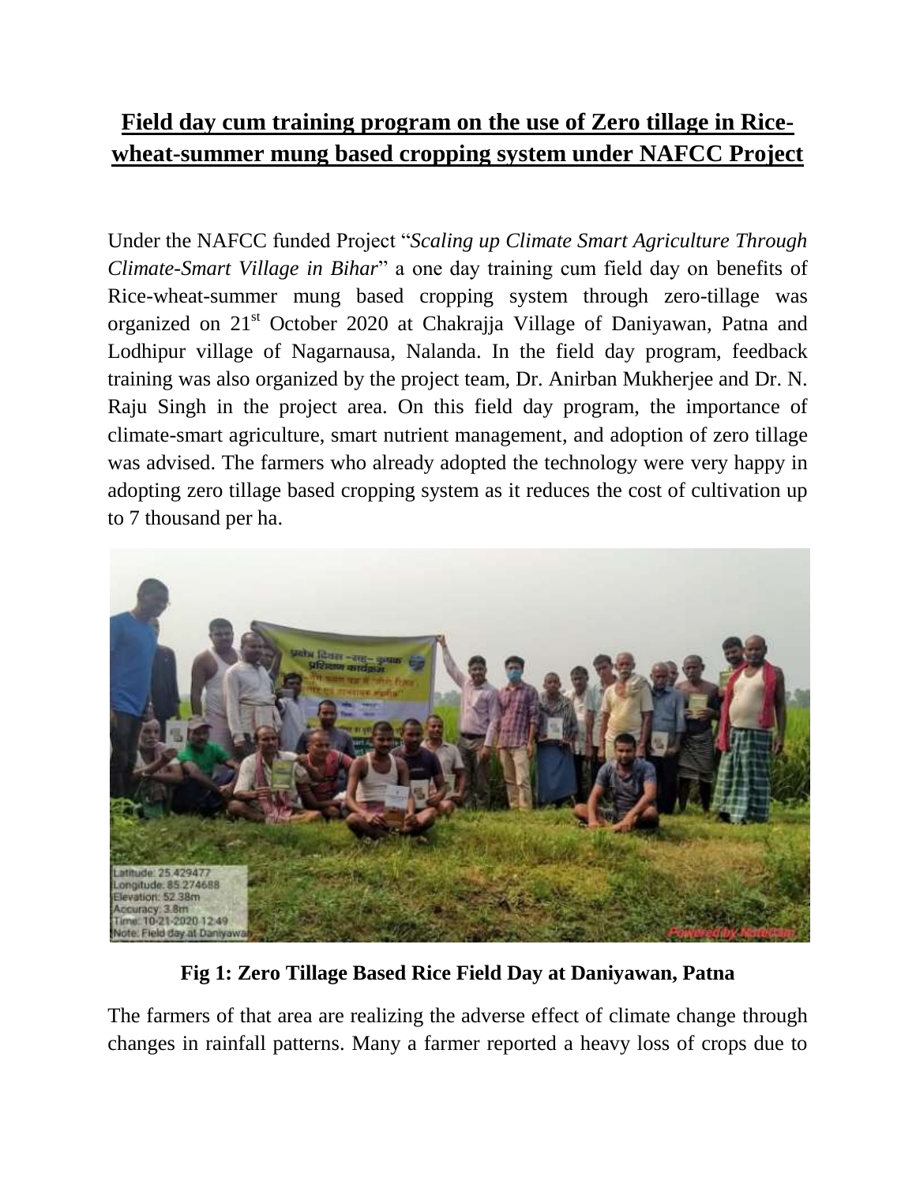# Field day cum training program on the use of Zero tillage in Rice-wheat-summer mung based cropping system under NAFCC Project

Under the NAFCC funded Project "*Scaling up Climate Smart Agriculture Through Climate-Smart Village in Bihar*" a one day training cum field day on benefits of Rice-wheat-summer mung based cropping system through zero-tillage was organized on 21st October 2020 at Chakrajja Village of Daniyawan, Patna and Lodhipur village of Nagarnausa, Nalanda. In the field day program, feedback training was also organized by the project team, Dr. Anirban Mukherjee and Dr. N. Raju Singh in the project area. On this field day program, the importance of climate-smart agriculture, smart nutrient management, and adoption of zero tillage was advised. The farmers who already adopted the technology were very happy in adopting zero tillage based cropping system as it reduces the cost of cultivation up to 7 thousand per ha.

**Fig 1: Zero Tillage Based Rice Field Day at Daniyawan, Patna**

The farmers of that area are realizing the adverse effect of climate change through changes in rainfall patterns. Many a farmer reported a heavy loss of crops due to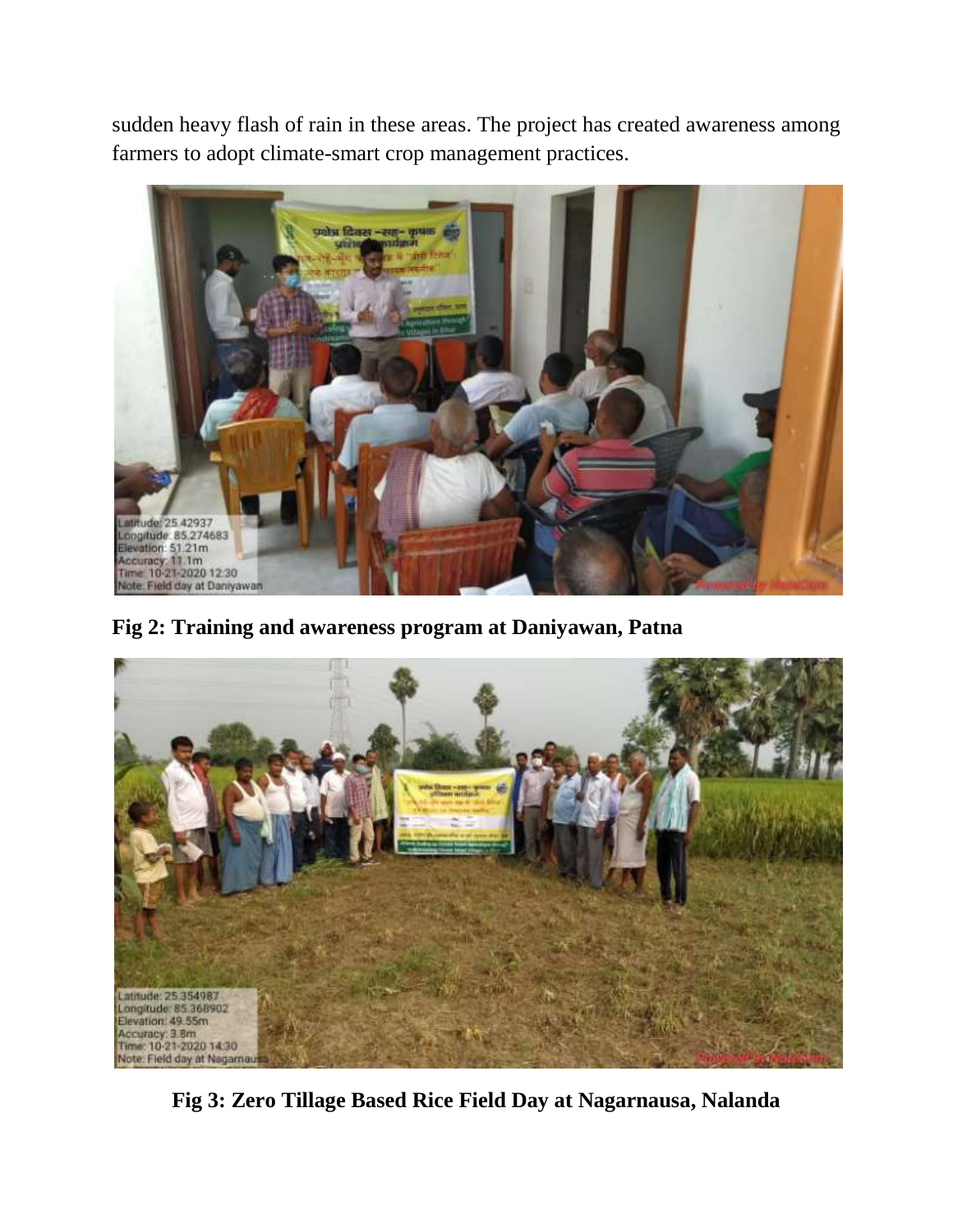sudden heavy flash of rain in these areas. The project has created awareness among farmers to adopt climate-smart crop management practices.

**Fig 2: Training and awareness program at Daniyawan, Patna**

**Fig 3: Zero Tillage Based Rice Field Day at Nagarnausa, Nalanda**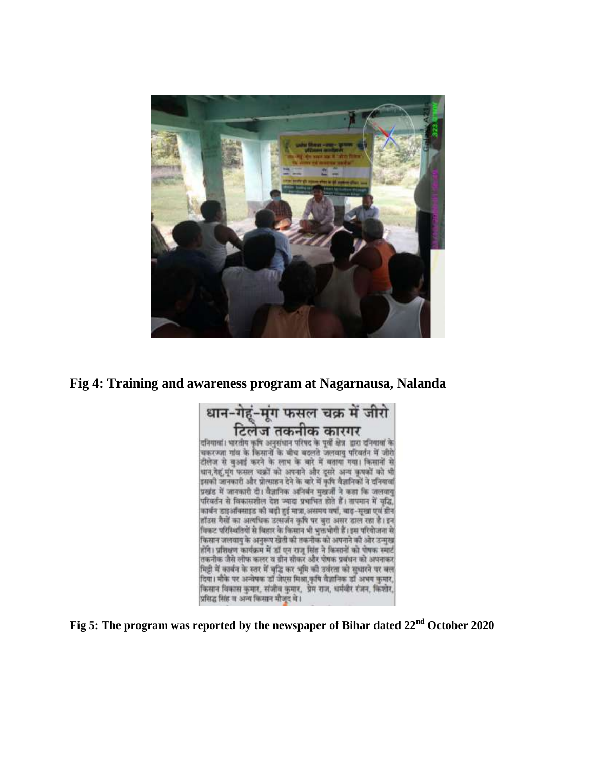**Fig 4: Training and awareness program at Nagarnausa, Nalanda**

**Fig 5: The program was reported by the newspaper of Bihar dated 22nd October 2020**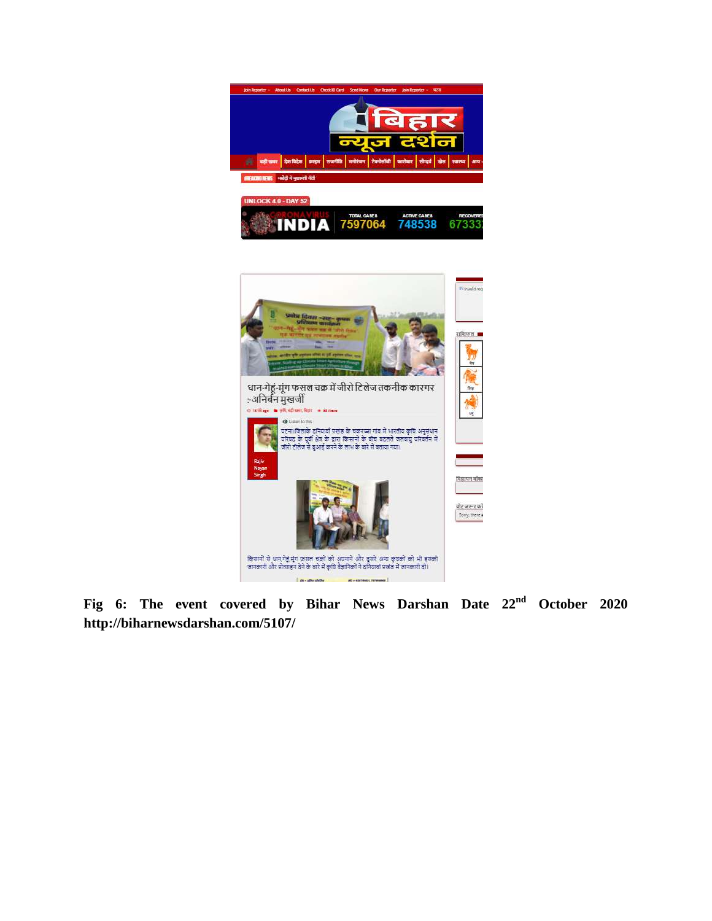Fig 6: The event covered by Bihar News Darshan Date 22nd October 2020 http://biharnewsdarshan.com/5107/